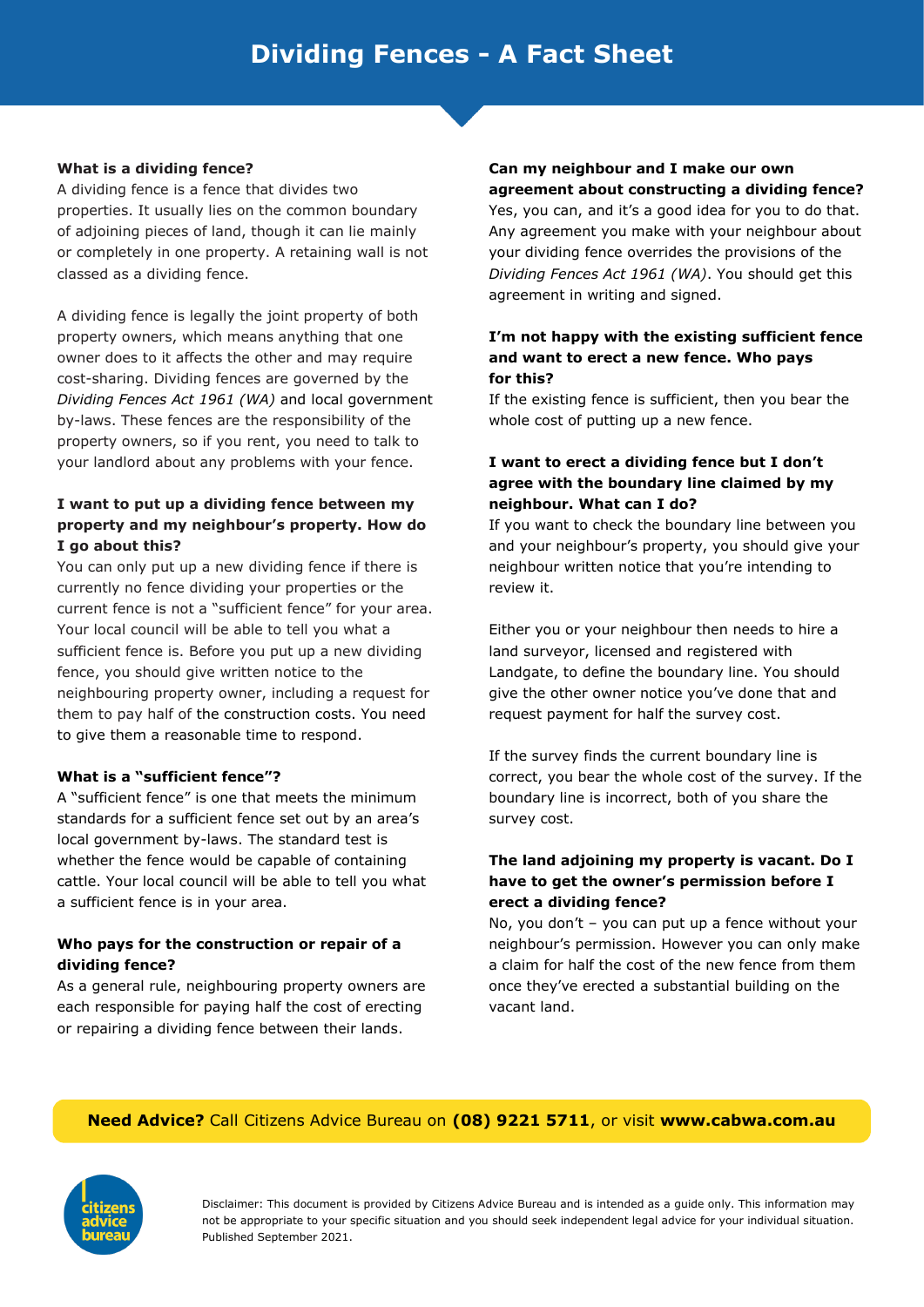# Dividing Fences - A Fact Sheet

**What is a dividing fence?**

A dividing fence is a fence that divides two properties. It usually lies on the common boundary of adjoining pieces of land, though it can lie mainly or completely in one property. A retaining wall is not classed as a dividing fence.

A dividing fence is legally the joint property of both property owners, which means anything that one owner does to it affects the other and may require cost-sharing. Dividing fences are governed by the *Dividing Fences Act 1961 (WA)* and local government by-laws. These fences are the responsibility of the property owners, so if you rent, you need to talk to your landlord about any problems with your fence.

**I want to put up a dividing fence between my property and my neighbour's property. How do I go about this?**

You can only put up a new dividing fence if there is currently no fence dividing your properties or the current fence is not a "sufficient fence" for your area. Your local council will be able to tell you what a sufficient fence is. Before you put up a new dividing fence, you should give written notice to the neighbouring property owner, including a request for them to pay half of the construction costs. You need to give them a reasonable time to respond.

**What is a "sufficient fence"?**

A "sufficient fence" is one that meets the minimum standards for a sufficient fence set out by an area's local government by-laws. The standard test is whether the fence would be capable of containing cattle. Your local council will be able to tell you what a sufficient fence is in your area.

**Who pays for the construction or repair of a dividing fence?**

As a general rule, neighbouring property owners are each responsible for paying half the cost of erecting or repairing a dividing fence between their lands.

**Can my neighbour and I make our own agreement about constructing a dividing fence?**

Yes, you can, and it's a good idea for you to do that. Any agreement you make with your neighbour about your dividing fence overrides the provisions of the *Dividing Fences Act 1961 (WA)*. You should get this agreement in writing and signed.

**I'm not happy with the existing sufficient fence and want to erect a new fence. Who pays for this?**

If the existing fence is sufficient, then you bear the whole cost of putting up a new fence.

**I want to erect a dividing fence but I don't agree with the boundary line claimed by my neighbour. What can I do?**

If you want to check the boundary line between you and your neighbour's property, you should give your neighbour written notice that you're intending to review it.

Either you or your neighbour then needs to hire a land surveyor, licensed and registered with Landgate, to define the boundary line. You should give the other owner notice you've done that and request payment for half the survey cost.

If the survey finds the current boundary line is correct, you bear the whole cost of the survey. If the boundary line is incorrect, both of you share the survey cost.

**The land adjoining my property is vacant. Do I have to get the owner's permission before I erect a dividing fence?**

No, you don't – you can put up a fence without your neighbour's permission. However you can only make a claim for half the cost of the new fence from them once they've erected a substantial building on the vacant land.

**Need Advice?** Call Citizens Advice Bureau on **(08) 9221 5711**, or visit **www.cabwa.com.au**

Disclaimer: This document is provided by Citizens Advice Bureau and is intended as a guide only. This information may not be appropriate to your specific situation and you should seek independent legal advice for your individual situation. Published September 2021.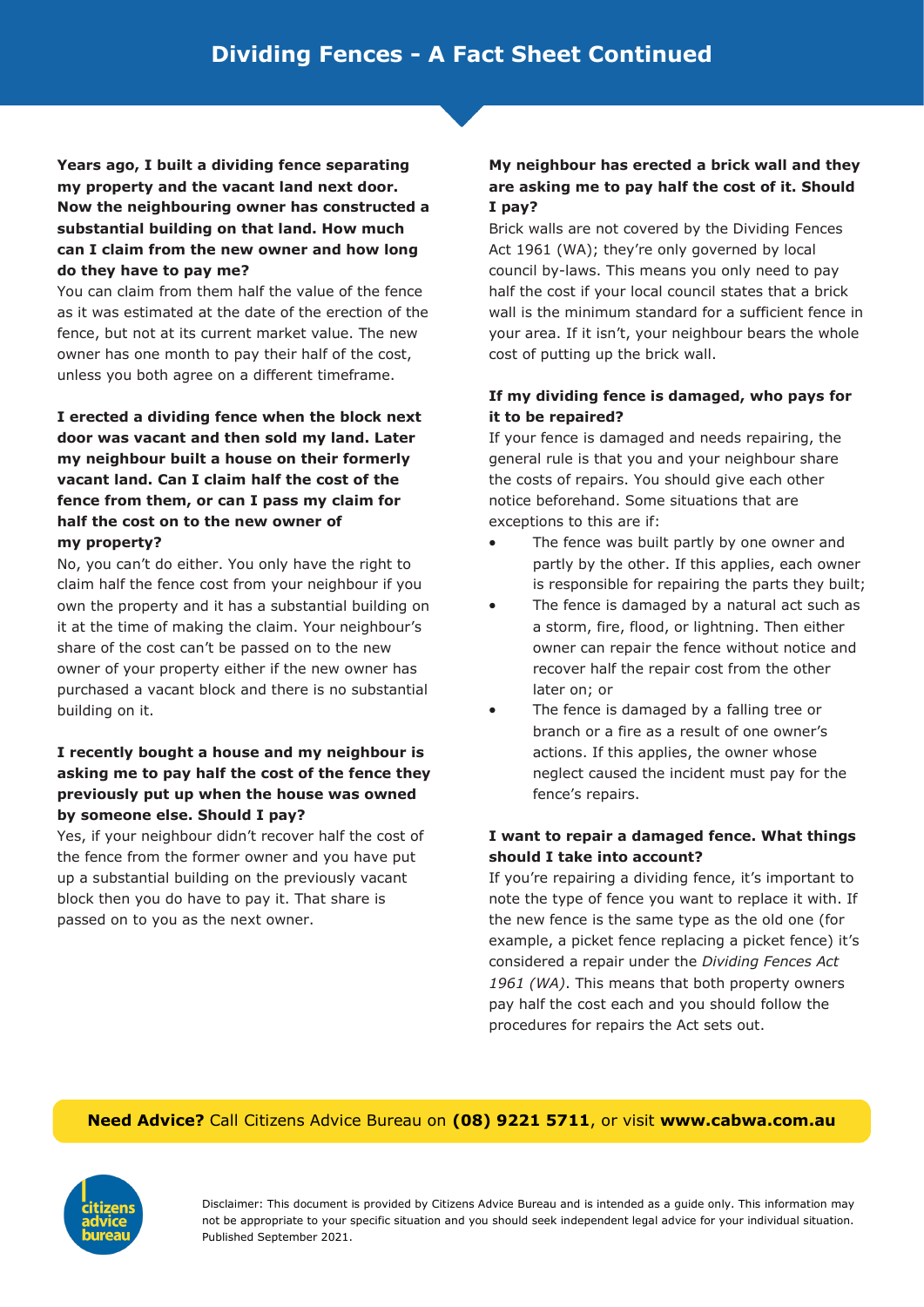# Dividing Fences - A Fact Sheet Continued

**Years ago, I built a dividing fence separating my property and the vacant land next door. Now the neighbouring owner has constructed a substantial building on that land. How much can I claim from the new owner and how long do they have to pay me?**

You can claim from them half the value of the fence as it was estimated at the date of the erection of the fence, but not at its current market value. The new owner has one month to pay their half of the cost, unless you both agree on a different timeframe.

**I erected a dividing fence when the block next door was vacant and then sold my land. Later my neighbour built a house on their formerly vacant land. Can I claim half the cost of the fence from them, or can I pass my claim for half the cost on to the new owner of my property?**

No, you can't do either. You only have the right to claim half the fence cost from your neighbour if you own the property and it has a substantial building on it at the time of making the claim. Your neighbour's share of the cost can't be passed on to the new owner of your property either if the new owner has purchased a vacant block and there is no substantial building on it.

**I recently bought a house and my neighbour is asking me to pay half the cost of the fence they previously put up when the house was owned by someone else. Should I pay?**

Yes, if your neighbour didn't recover half the cost of the fence from the former owner and you have put up a substantial building on the previously vacant block then you do have to pay it. That share is passed on to you as the next owner.

**My neighbour has erected a brick wall and they are asking me to pay half the cost of it. Should I pay?**

Brick walls are not covered by the Dividing Fences Act 1961 (WA); they're only governed by local council by-laws. This means you only need to pay half the cost if your local council states that a brick wall is the minimum standard for a sufficient fence in your area. If it isn't, your neighbour bears the whole cost of putting up the brick wall.

**If my dividing fence is damaged, who pays for it to be repaired?**

If your fence is damaged and needs repairing, the general rule is that you and your neighbour share the costs of repairs. You should give each other notice beforehand. Some situations that are exceptions to this are if:

- The fence was built partly by one owner and partly by the other. If this applies, each owner is responsible for repairing the parts they built;
- The fence is damaged by a natural act such as a storm, fire, flood, or lightning. Then either owner can repair the fence without notice and recover half the repair cost from the other later on; or
- The fence is damaged by a falling tree or branch or a fire as a result of one owner's actions. If this applies, the owner whose neglect caused the incident must pay for the fence's repairs.

**I want to repair a damaged fence. What things should I take into account?**

If you're repairing a dividing fence, it's important to note the type of fence you want to replace it with. If the new fence is the same type as the old one (for example, a picket fence replacing a picket fence) it's considered a repair under the *Dividing Fences Act 1961 (WA)*. This means that both property owners pay half the cost each and you should follow the procedures for repairs the Act sets out.

**Need Advice?** Call Citizens Advice Bureau on **(08) 9221 5711**, or visit **www.cabwa.com.au**

Disclaimer: This document is provided by Citizens Advice Bureau and is intended as a guide only. This information may not be appropriate to your specific situation and you should seek independent legal advice for your individual situation. Published September 2021.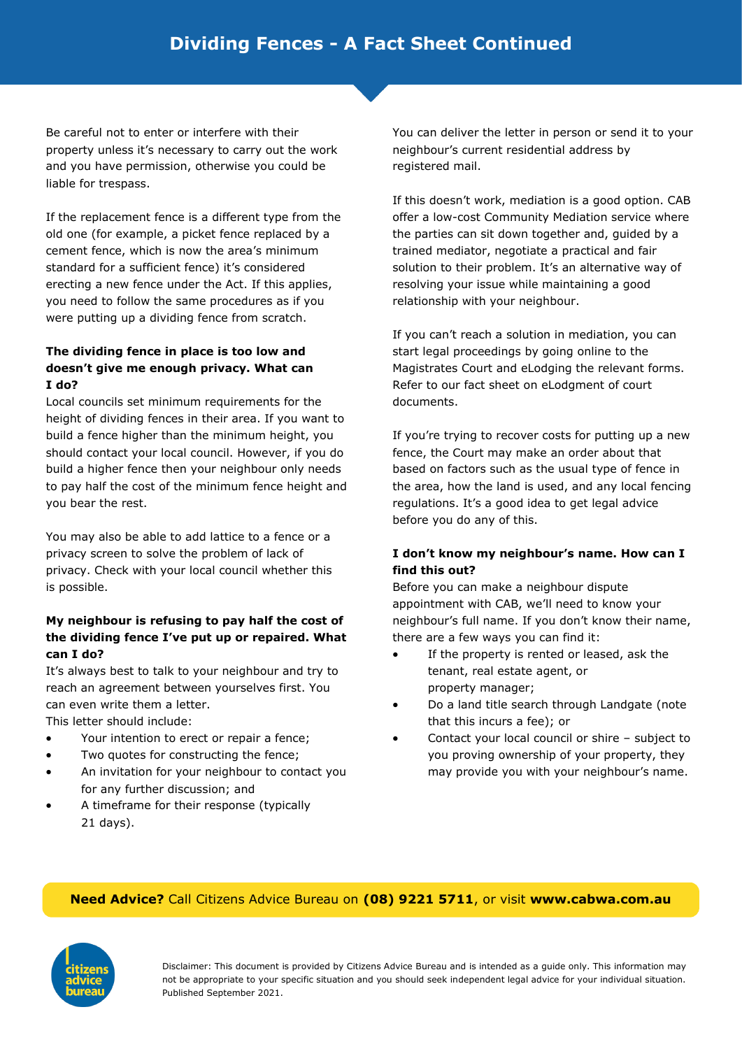# Dividing Fences - A Fact Sheet Continued

Be careful not to enter or interfere with their property unless it's necessary to carry out the work and you have permission, otherwise you could be liable for trespass.

If the replacement fence is a different type from the old one (for example, a picket fence replaced by a cement fence, which is now the area's minimum standard for a sufficient fence) it's considered erecting a new fence under the Act. If this applies, you need to follow the same procedures as if you were putting up a dividing fence from scratch.

**The dividing fence in place is too low and doesn't give me enough privacy. What can I do?**

Local councils set minimum requirements for the height of dividing fences in their area. If you want to build a fence higher than the minimum height, you should contact your local council. However, if you do build a higher fence then your neighbour only needs to pay half the cost of the minimum fence height and you bear the rest.

You may also be able to add lattice to a fence or a privacy screen to solve the problem of lack of privacy. Check with your local council whether this is possible.

**My neighbour is refusing to pay half the cost of the dividing fence I've put up or repaired. What can I do?**

It's always best to talk to your neighbour and try to reach an agreement between yourselves first. You can even write them a letter.

This letter should include:

- Your intention to erect or repair a fence;
- Two quotes for constructing the fence;
- An invitation for your neighbour to contact you for any further discussion; and
- A timeframe for their response (typically 21 days).

You can deliver the letter in person or send it to your neighbour's current residential address by registered mail.

If this doesn't work, mediation is a good option. CAB offer a low-cost Community Mediation service where the parties can sit down together and, guided by a trained mediator, negotiate a practical and fair solution to their problem. It's an alternative way of resolving your issue while maintaining a good relationship with your neighbour.

If you can't reach a solution in mediation, you can start legal proceedings by going online to the Magistrates Court and eLodging the relevant forms. Refer to our fact sheet on eLodgment of court documents.

If you're trying to recover costs for putting up a new fence, the Court may make an order about that based on factors such as the usual type of fence in the area, how the land is used, and any local fencing regulations. It's a good idea to get legal advice before you do any of this.

**I don't know my neighbour's name. How can I find this out?**

Before you can make a neighbour dispute appointment with CAB, we'll need to know your neighbour's full name. If you don't know their name, there are a few ways you can find it:

- If the property is rented or leased, ask the tenant, real estate agent, or property manager;
- Do a land title search through Landgate (note that this incurs a fee); or
- Contact your local council or shire – subject to you proving ownership of your property, they may provide you with your neighbour's name.

**Need Advice?** Call Citizens Advice Bureau on **(08) 9221 5711**, or visit **www.cabwa.com.au**

citizens advice bureau

Disclaimer: This document is provided by Citizens Advice Bureau and is intended as a guide only. This information may not be appropriate to your specific situation and you should seek independent legal advice for your individual situation. Published September 2021.